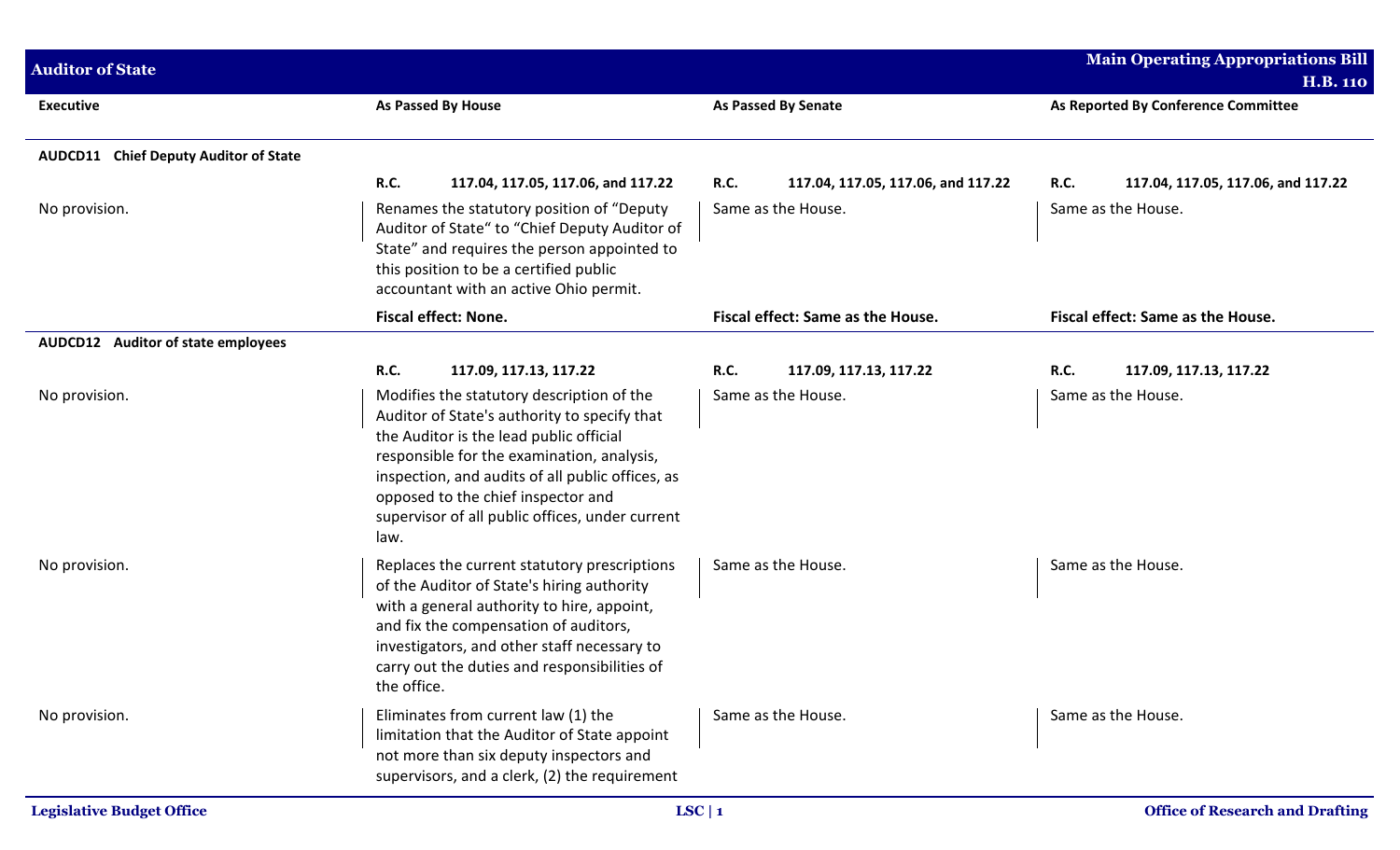| Executive | As Passed By House | As Passed By Senate | As Reported By Conference Committee |
|---|---|---|---|
| **AUDCD11 Chief Deputy Auditor of State** | | | |
| | **R.C. 117.04, 117.05, 117.06, and 117.22** | **R.C. 117.04, 117.05, 117.06, and 117.22** | **R.C. 117.04, 117.05, 117.06, and 117.22** |
| No provision. | Renames the statutory position of "Deputy Auditor of State" to "Chief Deputy Auditor of State" and requires the person appointed to this position to be a certified public accountant with an active Ohio permit. | Same as the House. | Same as the House. |
| | **Fiscal effect: None.** | **Fiscal effect: Same as the House.** | **Fiscal effect: Same as the House.** |
| **AUDCD12 Auditor of state employees** | | | |
| | **R.C. 117.09, 117.13, 117.22** | **R.C. 117.09, 117.13, 117.22** | **R.C. 117.09, 117.13, 117.22** |
| No provision. | Modifies the statutory description of the Auditor of State's authority to specify that the Auditor is the lead public official responsible for the examination, analysis, inspection, and audits of all public offices, as opposed to the chief inspector and supervisor of all public offices, under current law. | Same as the House. | Same as the House. |
| No provision. | Replaces the current statutory prescriptions of the Auditor of State's hiring authority with a general authority to hire, appoint, and fix the compensation of auditors, investigators, and other staff necessary to carry out the duties and responsibilities of the office. | Same as the House. | Same as the House. |
| No provision. | Eliminates from current law (1) the limitation that the Auditor of State appoint not more than six deputy inspectors and supervisors, and a clerk, (2) the requirement | Same as the House. | Same as the House. |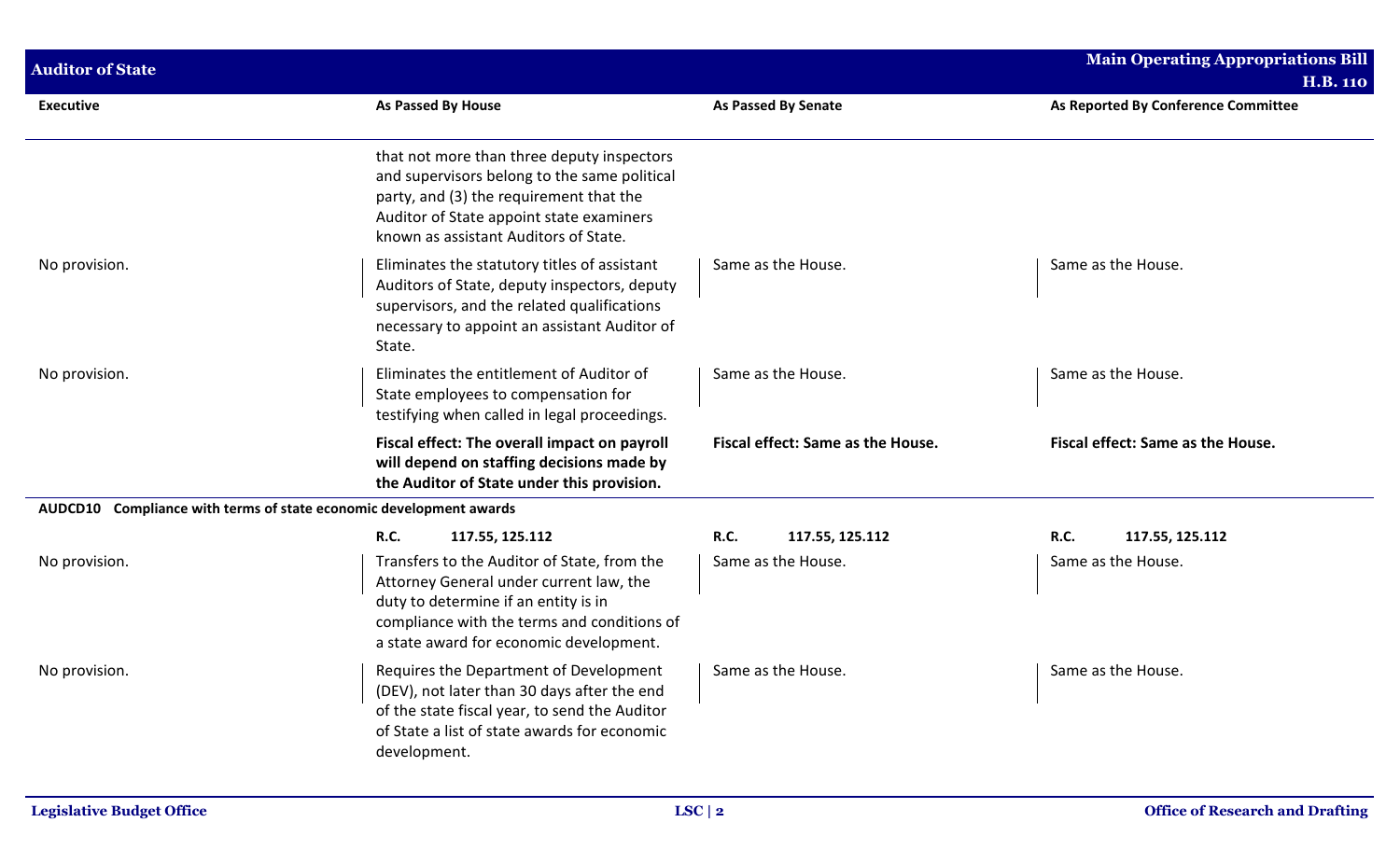| Executive | As Passed By House | As Passed By Senate | As Reported By Conference Committee |
|---|---|---|---|
| | that not more than three deputy inspectors and supervisors belong to the same political party, and (3) the requirement that the Auditor of State appoint state examiners known as assistant Auditors of State. | | |
| No provision. | Eliminates the statutory titles of assistant Auditors of State, deputy inspectors, deputy supervisors, and the related qualifications necessary to appoint an assistant Auditor of State. | Same as the House. | Same as the House. |
| No provision. | Eliminates the entitlement of Auditor of State employees to compensation for testifying when called in legal proceedings. | Same as the House. | Same as the House. |
| | **Fiscal effect: The overall impact on payroll will depend on staffing decisions made by the Auditor of State under this provision.** | **Fiscal effect: Same as the House.** | **Fiscal effect: Same as the House.** |
| **AUDCD10 Compliance with terms of state economic development awards** | | | |
| | **R.C. 117.55, 125.112** | **R.C. 117.55, 125.112** | **R.C. 117.55, 125.112** |
| No provision. | Transfers to the Auditor of State, from the Attorney General under current law, the duty to determine if an entity is in compliance with the terms and conditions of a state award for economic development. | Same as the House. | Same as the House. |
| No provision. | Requires the Department of Development (DEV), not later than 30 days after the end of the state fiscal year, to send the Auditor of State a list of state awards for economic development. | Same as the House. | Same as the House. |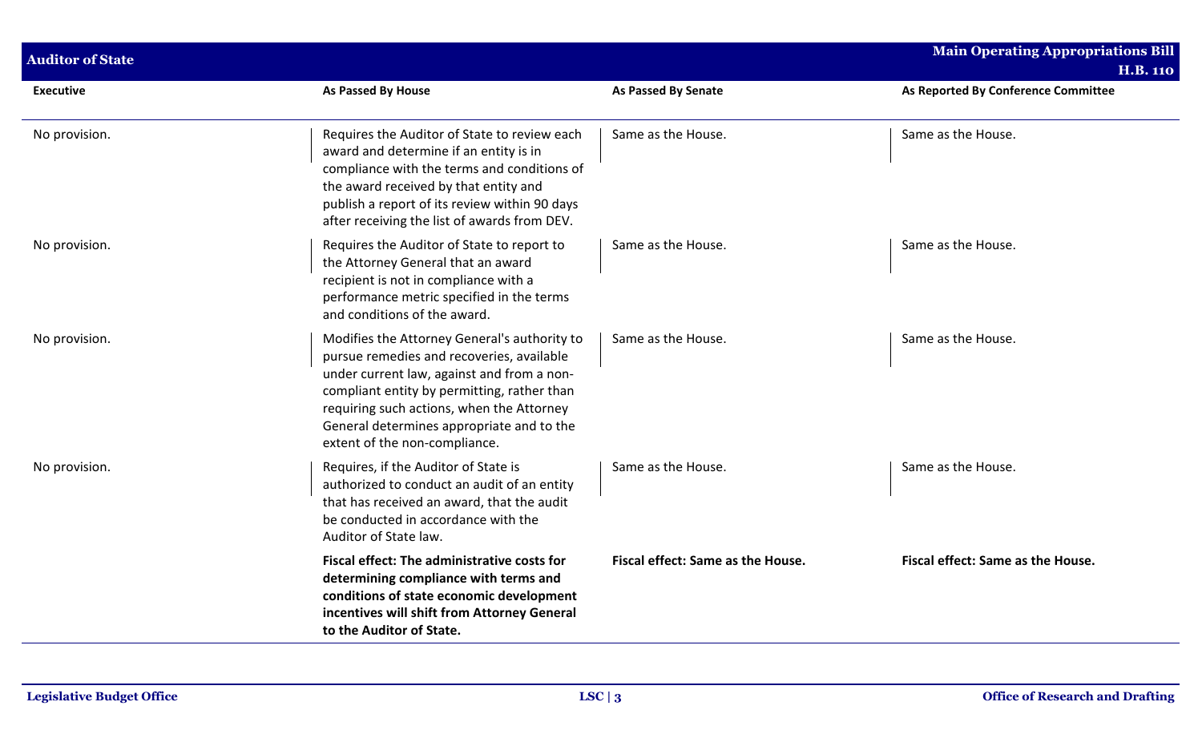## Auditor of State

| Executive | As Passed By House | As Passed By Senate | As Reported By Conference Committee |
|---|---|---|---|
| No provision. | Requires the Auditor of State to review each award and determine if an entity is in compliance with the terms and conditions of the award received by that entity and publish a report of its review within 90 days after receiving the list of awards from DEV. | Same as the House. | Same as the House. |
| No provision. | Requires the Auditor of State to report to the Attorney General that an award recipient is not in compliance with a performance metric specified in the terms and conditions of the award. | Same as the House. | Same as the House. |
| No provision. | Modifies the Attorney General's authority to pursue remedies and recoveries, available under current law, against and from a non-compliant entity by permitting, rather than requiring such actions, when the Attorney General determines appropriate and to the extent of the non-compliance. | Same as the House. | Same as the House. |
| No provision. | Requires, if the Auditor of State is authorized to conduct an audit of an entity that has received an award, that the audit be conducted in accordance with the Auditor of State law. | Same as the House. | Same as the House. |
| | **Fiscal effect: The administrative costs for determining compliance with terms and conditions of state economic development incentives will shift from Attorney General to the Auditor of State.** | **Fiscal effect: Same as the House.** | **Fiscal effect: Same as the House.** |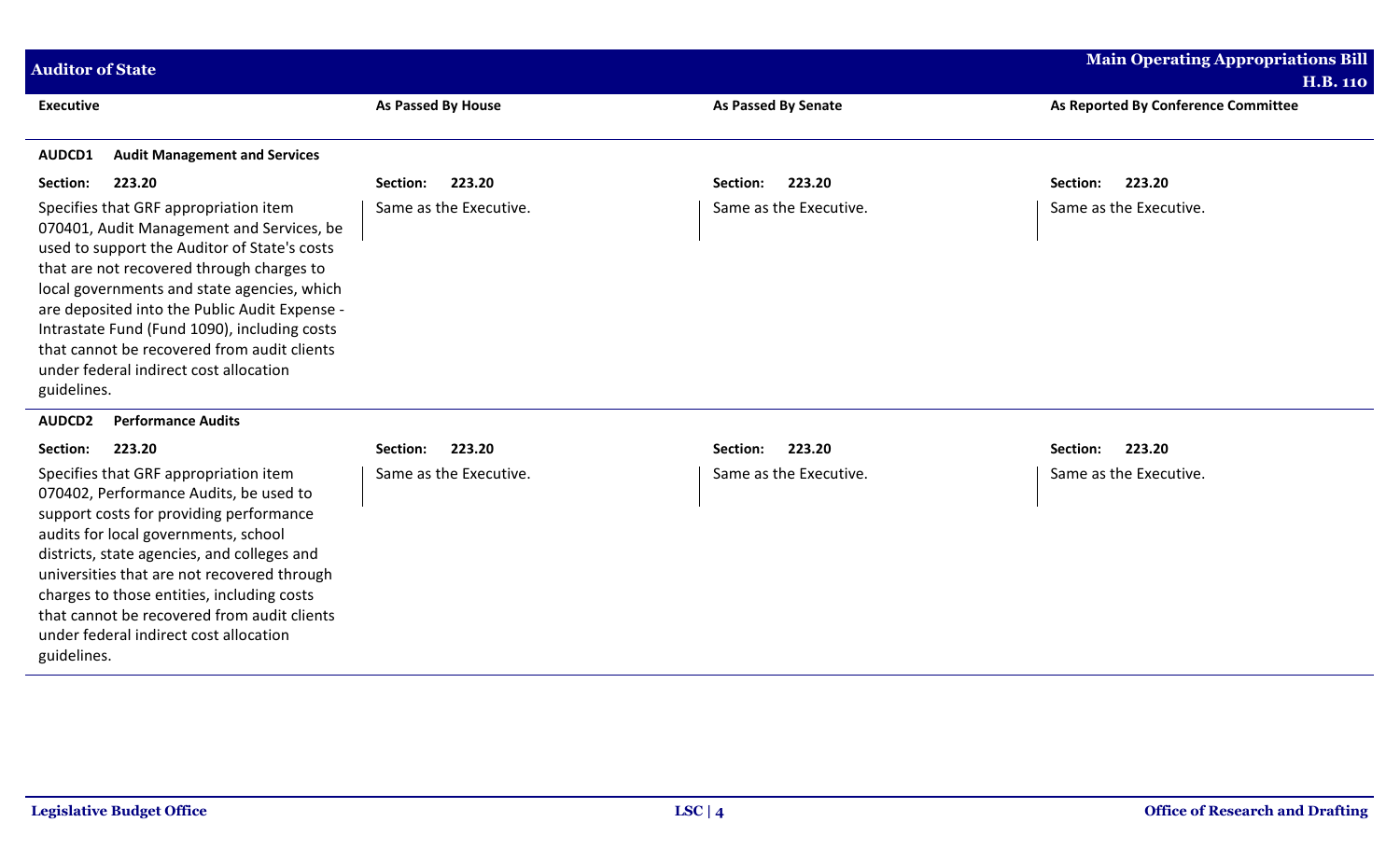| Executive | As Passed By House | As Passed By Senate | As Reported By Conference Committee |
|---|---|---|---|
| **AUDCD1 Audit Management and Services** | | | |
| **Section: 223.20** | **Section: 223.20** | **Section: 223.20** | **Section: 223.20** |
| Specifies that GRF appropriation item 070401, Audit Management and Services, be used to support the Auditor of State's costs that are not recovered through charges to local governments and state agencies, which are deposited into the Public Audit Expense - Intrastate Fund (Fund 1090), including costs that cannot be recovered from audit clients under federal indirect cost allocation guidelines. | Same as the Executive. | Same as the Executive. | Same as the Executive. |
| **AUDCD2 Performance Audits** | | | |
| **Section: 223.20** | **Section: 223.20** | **Section: 223.20** | **Section: 223.20** |
| Specifies that GRF appropriation item 070402, Performance Audits, be used to support costs for providing performance audits for local governments, school districts, state agencies, and colleges and universities that are not recovered through charges to those entities, including costs that cannot be recovered from audit clients under federal indirect cost allocation guidelines. | Same as the Executive. | Same as the Executive. | Same as the Executive. |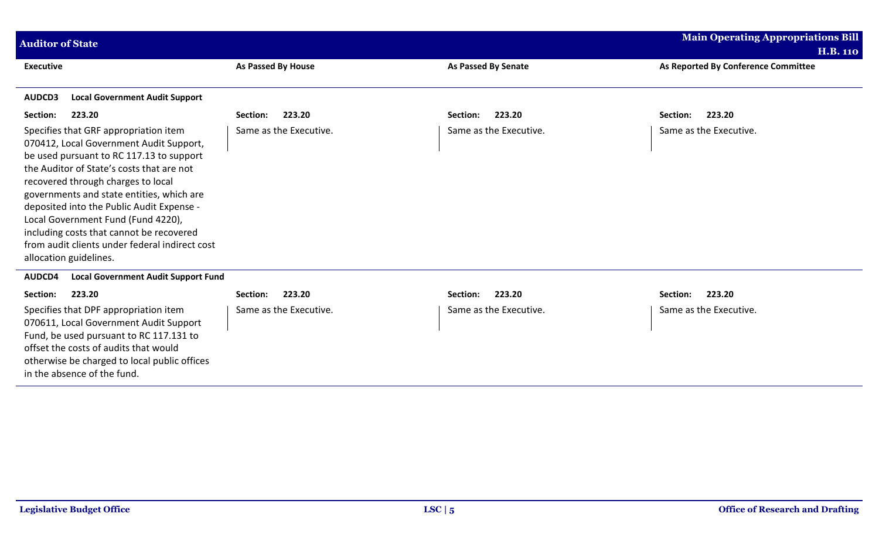| Executive | As Passed By House | As Passed By Senate | As Reported By Conference Committee |
| --- | --- | --- | --- |
| **AUDCD3 Local Government Audit Support** | | | |
| **Section: 223.20** | **Section: 223.20** | **Section: 223.20** | **Section: 223.20** |
| Specifies that GRF appropriation item 070412, Local Government Audit Support, be used pursuant to RC 117.13 to support the Auditor of State's costs that are not recovered through charges to local governments and state entities, which are deposited into the Public Audit Expense - Local Government Fund (Fund 4220), including costs that cannot be recovered from audit clients under federal indirect cost allocation guidelines. | Same as the Executive. | Same as the Executive. | Same as the Executive. |
| **AUDCD4 Local Government Audit Support Fund** | | | |
| **Section: 223.20** | **Section: 223.20** | **Section: 223.20** | **Section: 223.20** |
| Specifies that DPF appropriation item 070611, Local Government Audit Support Fund, be used pursuant to RC 117.131 to offset the costs of audits that would otherwise be charged to local public offices in the absence of the fund. | Same as the Executive. | Same as the Executive. | Same as the Executive. |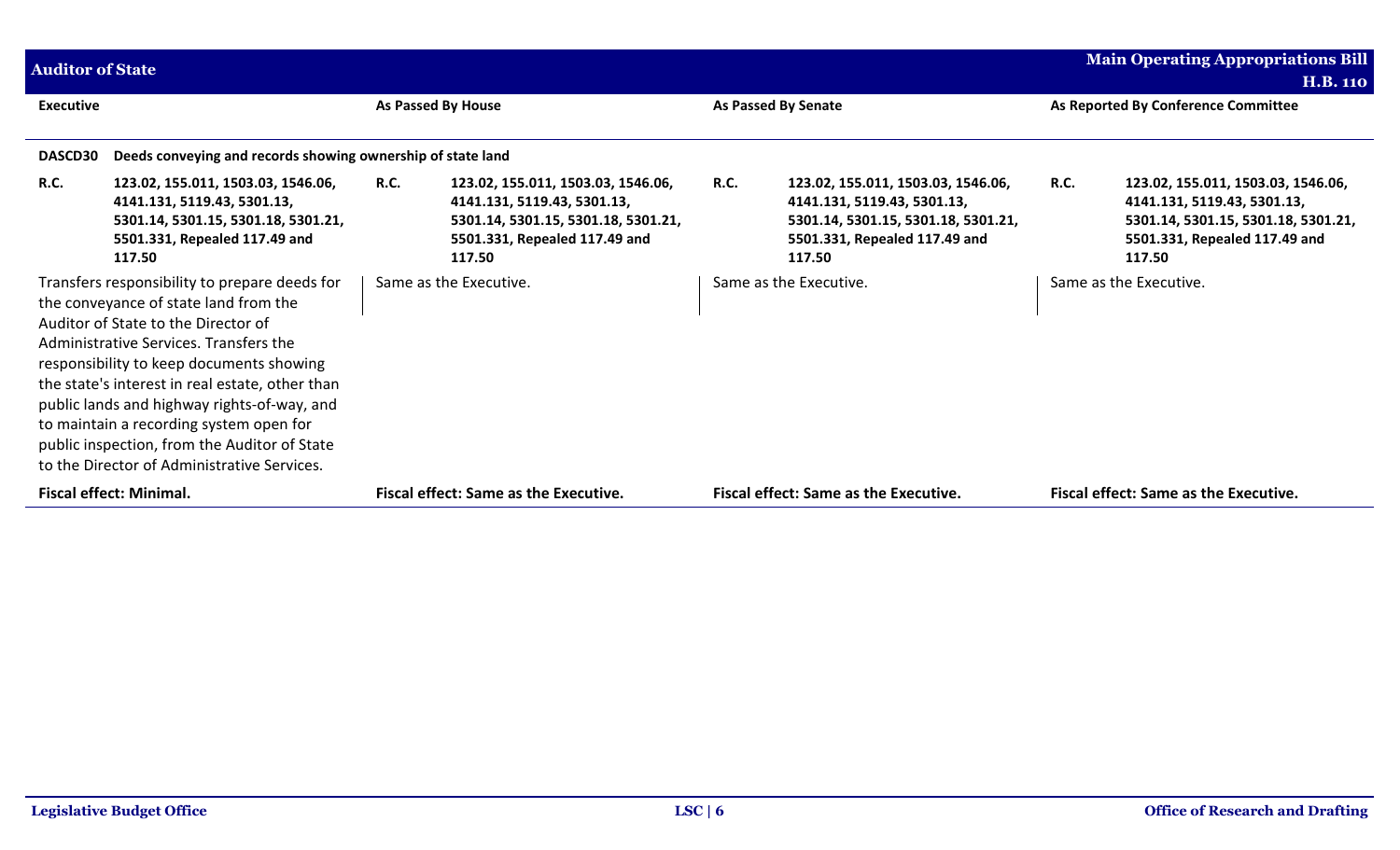| Executive | As Passed By House | As Passed By Senate | As Reported By Conference Committee |
|---|---|---|---|
| **DASCD30 Deeds conveying and records showing ownership of state land** | | | |
| **R.C. 123.02, 155.011, 1503.03, 1546.06, 4141.131, 5119.43, 5301.13, 5301.14, 5301.15, 5301.18, 5301.21, 5501.331, Repealed 117.49 and 117.50** | **R.C. 123.02, 155.011, 1503.03, 1546.06, 4141.131, 5119.43, 5301.13, 5301.14, 5301.15, 5301.18, 5301.21, 5501.331, Repealed 117.49 and 117.50** | **R.C. 123.02, 155.011, 1503.03, 1546.06, 4141.131, 5119.43, 5301.13, 5301.14, 5301.15, 5301.18, 5301.21, 5501.331, Repealed 117.49 and 117.50** | **R.C. 123.02, 155.011, 1503.03, 1546.06, 4141.131, 5119.43, 5301.13, 5301.14, 5301.15, 5301.18, 5301.21, 5501.331, Repealed 117.49 and 117.50** |
| Transfers responsibility to prepare deeds for the conveyance of state land from the Auditor of State to the Director of Administrative Services. Transfers the responsibility to keep documents showing the state's interest in real estate, other than public lands and highway rights-of-way, and to maintain a recording system open for public inspection, from the Auditor of State to the Director of Administrative Services. | Same as the Executive. | Same as the Executive. | Same as the Executive. |
| **Fiscal effect: Minimal.** | **Fiscal effect: Same as the Executive.** | **Fiscal effect: Same as the Executive.** | **Fiscal effect: Same as the Executive.** |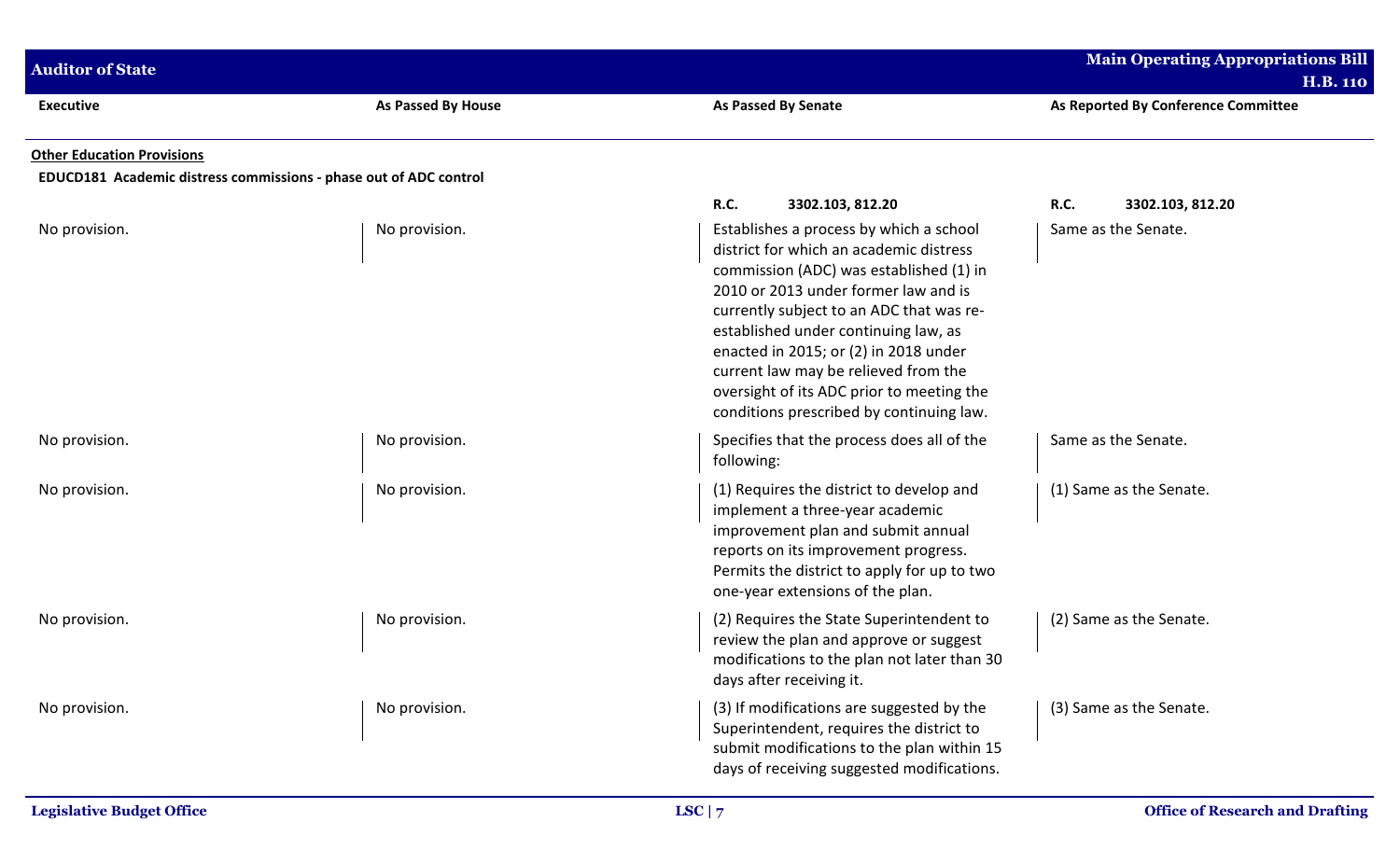| Executive | As Passed By House | As Passed By Senate | As Reported By Conference Committee |
|---|---|---|---|

**Other Education Provisions**

**EDUCD181 Academic distress commissions - phase out of ADC control**

| Executive | As Passed By House | As Passed By Senate | As Reported By Conference Committee |
|---|---|---|---|
| | | **R.C. 3302.103, 812.20** | **R.C. 3302.103, 812.20** |
| No provision. | No provision. | Establishes a process by which a school district for which an academic distress commission (ADC) was established (1) in 2010 or 2013 under former law and is currently subject to an ADC that was re-established under continuing law, as enacted in 2015; or (2) in 2018 under current law may be relieved from the oversight of its ADC prior to meeting the conditions prescribed by continuing law. | Same as the Senate. |
| No provision. | No provision. | Specifies that the process does all of the following: | Same as the Senate. |
| No provision. | No provision. | (1) Requires the district to develop and implement a three-year academic improvement plan and submit annual reports on its improvement progress. Permits the district to apply for up to two one-year extensions of the plan. | (1) Same as the Senate. |
| No provision. | No provision. | (2) Requires the State Superintendent to review the plan and approve or suggest modifications to the plan not later than 30 days after receiving it. | (2) Same as the Senate. |
| No provision. | No provision. | (3) If modifications are suggested by the Superintendent, requires the district to submit modifications to the plan within 15 days of receiving suggested modifications. | (3) Same as the Senate. |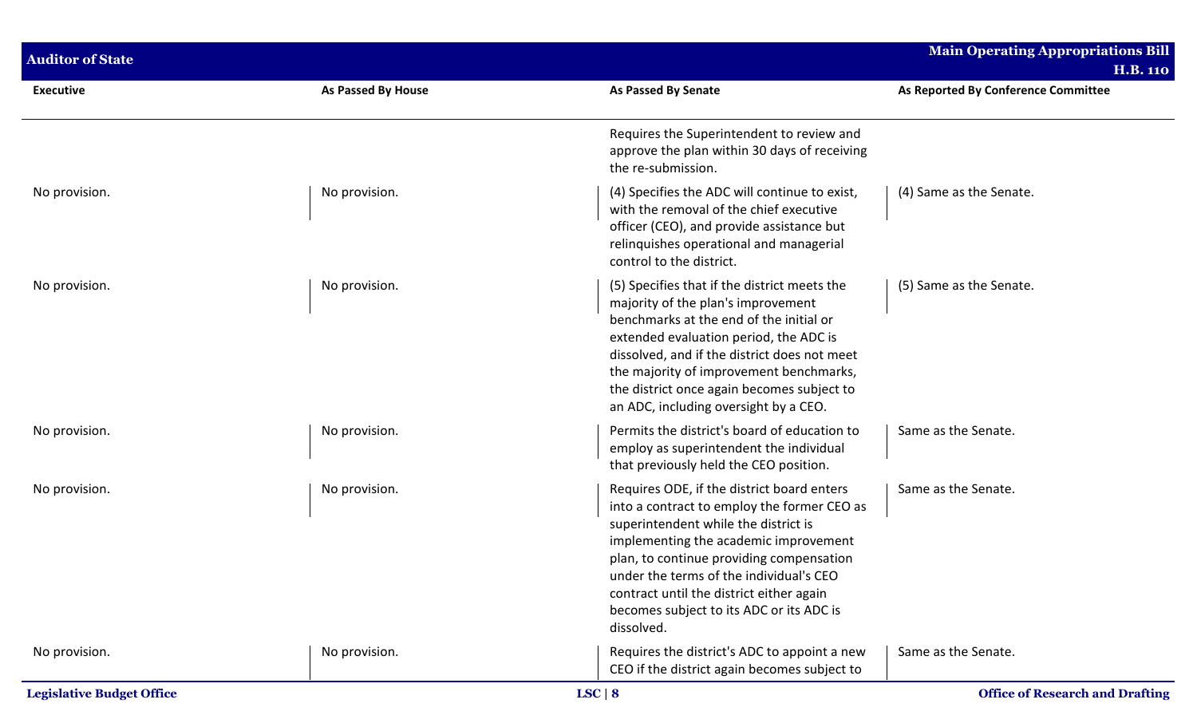| Executive | As Passed By House | As Passed By Senate | As Reported By Conference Committee |
|---|---|---|---|
| | | Requires the Superintendent to review and approve the plan within 30 days of receiving the re-submission. | |
| No provision. | No provision. | (4) Specifies the ADC will continue to exist, with the removal of the chief executive officer (CEO), and provide assistance but relinquishes operational and managerial control to the district. | (4) Same as the Senate. |
| No provision. | No provision. | (5) Specifies that if the district meets the majority of the plan's improvement benchmarks at the end of the initial or extended evaluation period, the ADC is dissolved, and if the district does not meet the majority of improvement benchmarks, the district once again becomes subject to an ADC, including oversight by a CEO. | (5) Same as the Senate. |
| No provision. | No provision. | Permits the district's board of education to employ as superintendent the individual that previously held the CEO position. | Same as the Senate. |
| No provision. | No provision. | Requires ODE, if the district board enters into a contract to employ the former CEO as superintendent while the district is implementing the academic improvement plan, to continue providing compensation under the terms of the individual's CEO contract until the district either again becomes subject to its ADC or its ADC is dissolved. | Same as the Senate. |
| No provision. | No provision. | Requires the district's ADC to appoint a new CEO if the district again becomes subject to | Same as the Senate. |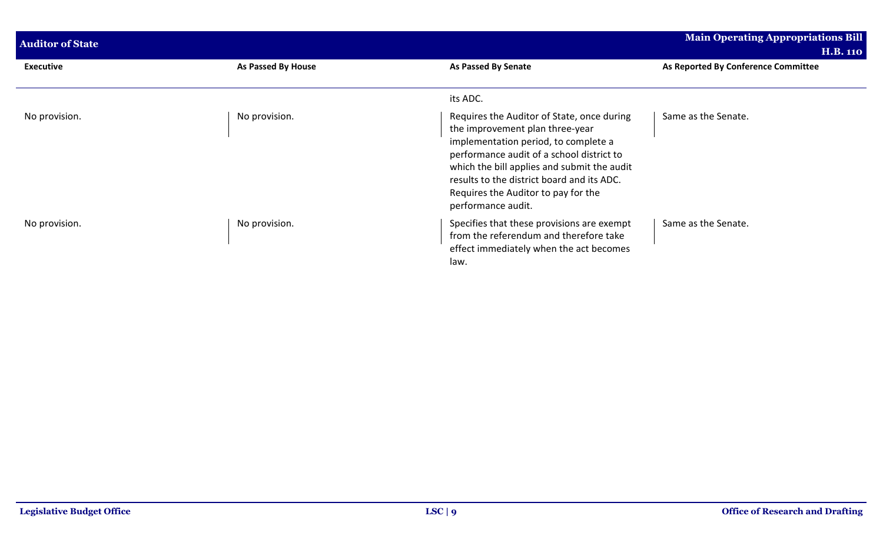| Executive | As Passed By House | As Passed By Senate | As Reported By Conference Committee |
| --- | --- | --- | --- |
| | | its ADC. | |
| No provision. | No provision. | Requires the Auditor of State, once during the improvement plan three-year implementation period, to complete a performance audit of a school district to which the bill applies and submit the audit results to the district board and its ADC. Requires the Auditor to pay for the performance audit. | Same as the Senate. |
| No provision. | No provision. | Specifies that these provisions are exempt from the referendum and therefore take effect immediately when the act becomes law. | Same as the Senate. |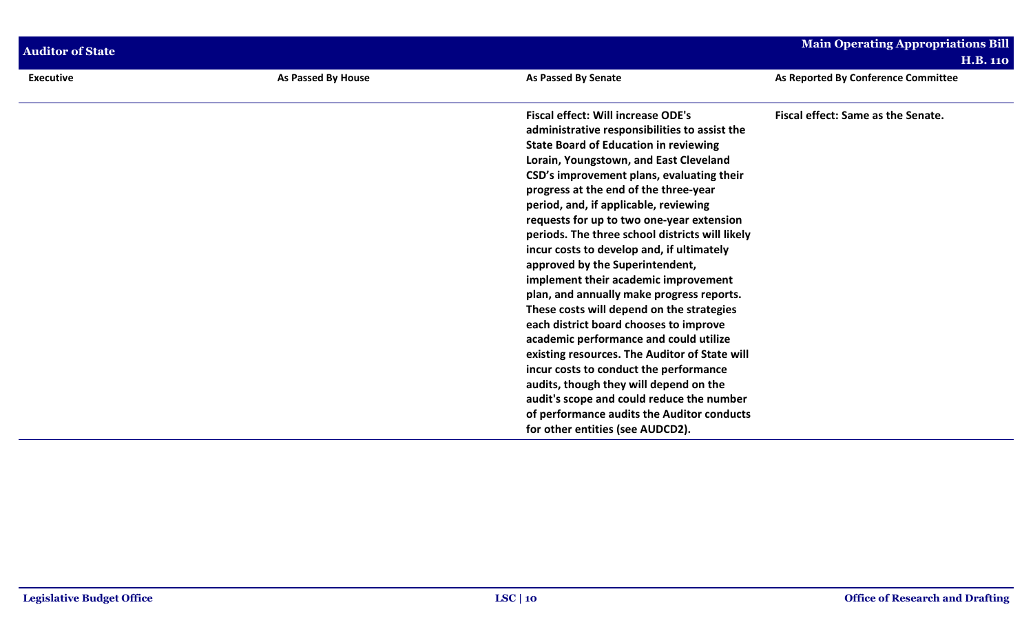| Executive | As Passed By House | As Passed By Senate | As Reported By Conference Committee |
|---|---|---|---|
| | | **Fiscal effect: Will increase ODE's administrative responsibilities to assist the State Board of Education in reviewing Lorain, Youngstown, and East Cleveland CSD's improvement plans, evaluating their progress at the end of the three-year period, and, if applicable, reviewing requests for up to two one-year extension periods. The three school districts will likely incur costs to develop and, if ultimately approved by the Superintendent, implement their academic improvement plan, and annually make progress reports. These costs will depend on the strategies each district board chooses to improve academic performance and could utilize existing resources. The Auditor of State will incur costs to conduct the performance audits, though they will depend on the audit's scope and could reduce the number of performance audits the Auditor conducts for other entities (see AUDCD2).** | **Fiscal effect: Same as the Senate.** |